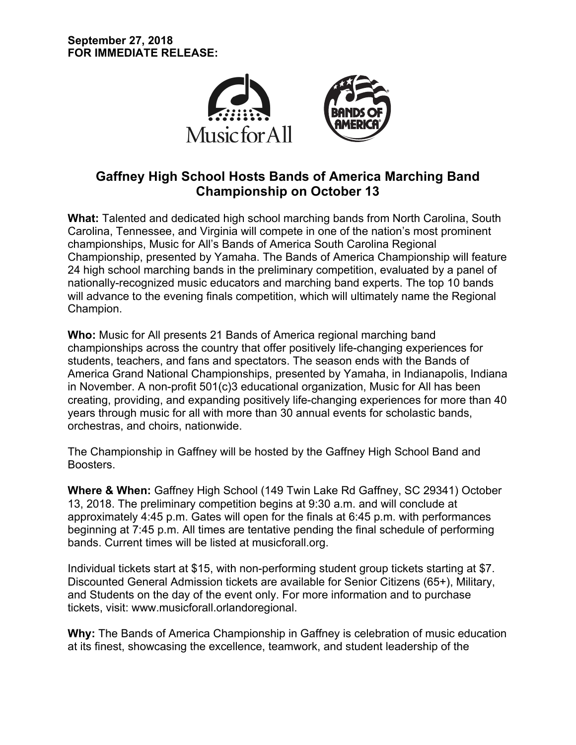**September 27, 2018**
**FOR IMMEDIATE RELEASE:**

# Gaffney High School Hosts Bands of America Marching Band Championship on October 13

**What:** Talented and dedicated high school marching bands from North Carolina, South Carolina, Tennessee, and Virginia will compete in one of the nation's most prominent championships, Music for All's Bands of America South Carolina Regional Championship, presented by Yamaha. The Bands of America Championship will feature 24 high school marching bands in the preliminary competition, evaluated by a panel of nationally-recognized music educators and marching band experts. The top 10 bands will advance to the evening finals competition, which will ultimately name the Regional Champion.

**Who:** Music for All presents 21 Bands of America regional marching band championships across the country that offer positively life-changing experiences for students, teachers, and fans and spectators. The season ends with the Bands of America Grand National Championships, presented by Yamaha, in Indianapolis, Indiana in November. A non-profit 501(c)3 educational organization, Music for All has been creating, providing, and expanding positively life-changing experiences for more than 40 years through music for all with more than 30 annual events for scholastic bands, orchestras, and choirs, nationwide.

The Championship in Gaffney will be hosted by the Gaffney High School Band and Boosters.

**Where & When:** Gaffney High School (149 Twin Lake Rd Gaffney, SC 29341) October 13, 2018. The preliminary competition begins at 9:30 a.m. and will conclude at approximately 4:45 p.m. Gates will open for the finals at 6:45 p.m. with performances beginning at 7:45 p.m. All times are tentative pending the final schedule of performing bands. Current times will be listed at musicforall.org.

Individual tickets start at $15, with non-performing student group tickets starting at $7. Discounted General Admission tickets are available for Senior Citizens (65+), Military, and Students on the day of the event only. For more information and to purchase tickets, visit: www.musicforall.orlandoregional.

**Why:** The Bands of America Championship in Gaffney is celebration of music education at its finest, showcasing the excellence, teamwork, and student leadership of the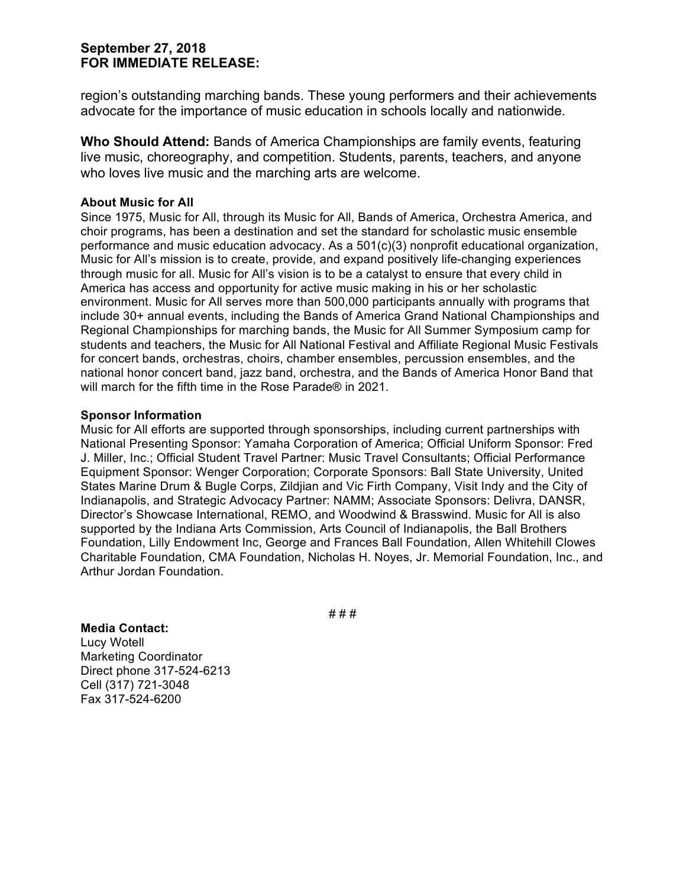region's outstanding marching bands. These young performers and their achievements advocate for the importance of music education in schools locally and nationwide.

**Who Should Attend:** Bands of America Championships are family events, featuring live music, choreography, and competition. Students, parents, teachers, and anyone who loves live music and the marching arts are welcome.

**About Music for All**

Since 1975, Music for All, through its Music for All, Bands of America, Orchestra America, and choir programs, has been a destination and set the standard for scholastic music ensemble performance and music education advocacy. As a 501(c)(3) nonprofit educational organization, Music for All's mission is to create, provide, and expand positively life-changing experiences through music for all. Music for All's vision is to be a catalyst to ensure that every child in America has access and opportunity for active music making in his or her scholastic environment. Music for All serves more than 500,000 participants annually with programs that include 30+ annual events, including the Bands of America Grand National Championships and Regional Championships for marching bands, the Music for All Summer Symposium camp for students and teachers, the Music for All National Festival and Affiliate Regional Music Festivals for concert bands, orchestras, choirs, chamber ensembles, percussion ensembles, and the national honor concert band, jazz band, orchestra, and the Bands of America Honor Band that will march for the fifth time in the Rose Parade® in 2021.

**Sponsor Information**

Music for All efforts are supported through sponsorships, including current partnerships with National Presenting Sponsor: Yamaha Corporation of America; Official Uniform Sponsor: Fred J. Miller, Inc.; Official Student Travel Partner: Music Travel Consultants; Official Performance Equipment Sponsor: Wenger Corporation; Corporate Sponsors: Ball State University, United States Marine Drum & Bugle Corps, Zildjian and Vic Firth Company, Visit Indy and the City of Indianapolis, and Strategic Advocacy Partner: NAMM; Associate Sponsors: Delivra, DANSR, Director's Showcase International, REMO, and Woodwind & Brasswind. Music for All is also supported by the Indiana Arts Commission, Arts Council of Indianapolis, the Ball Brothers Foundation, Lilly Endowment Inc, George and Frances Ball Foundation, Allen Whitehill Clowes Charitable Foundation, CMA Foundation, Nicholas H. Noyes, Jr. Memorial Foundation, Inc., and Arthur Jordan Foundation.

# # #

**Media Contact:**
Lucy Wotell
Marketing Coordinator
Direct phone 317-524-6213
Cell (317) 721-3048
Fax 317-524-6200